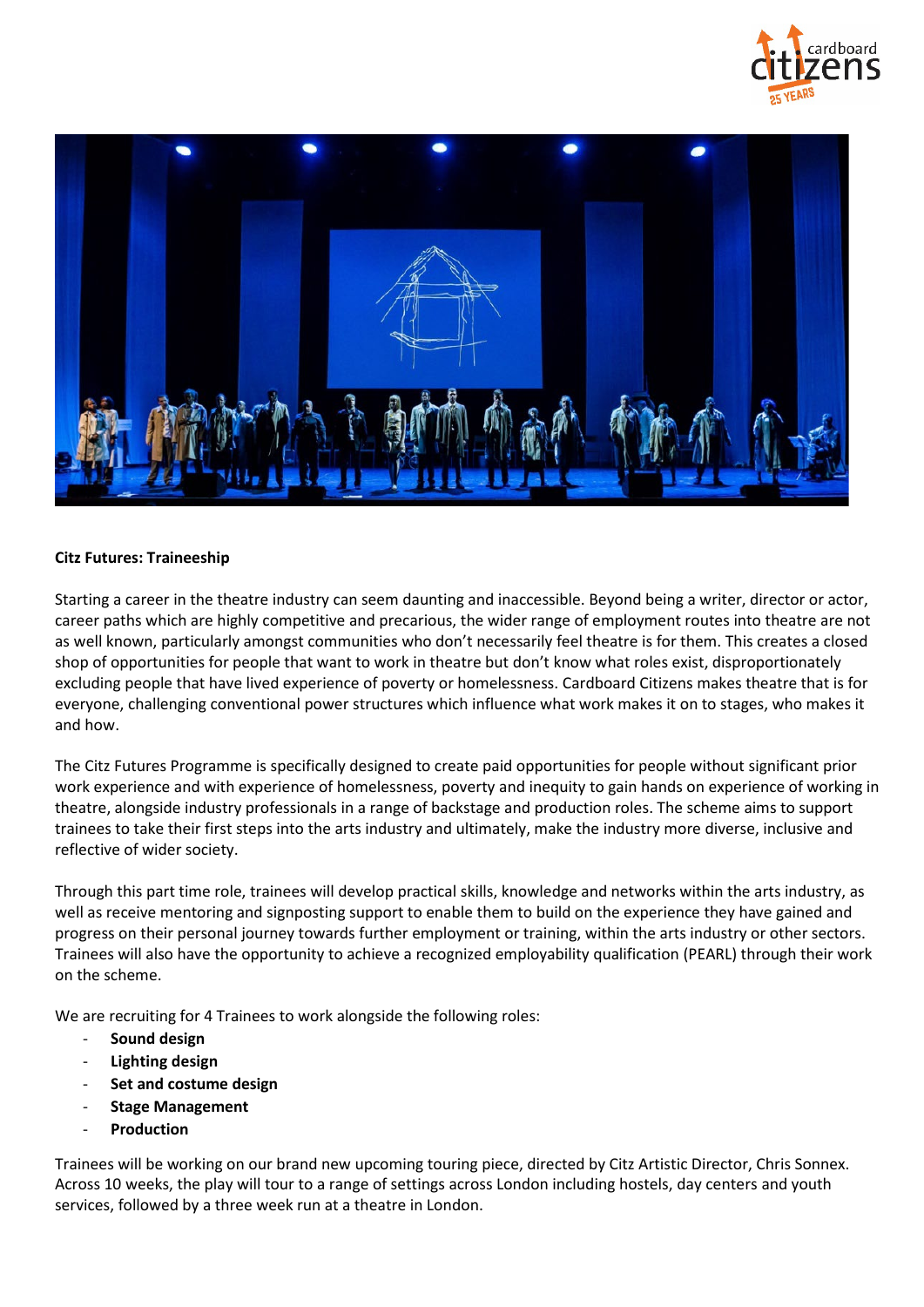**Citz Futures: Traineeship**

Starting a career in the theatre industry can seem daunting and inaccessible. Beyond being a writer, director or actor, career paths which are highly competitive and precarious, the wider range of employment routes into theatre are not as well known, particularly amongst communities who don't necessarily feel theatre is for them. This creates a closed shop of opportunities for people that want to work in theatre but don't know what roles exist, disproportionately excluding people that have lived experience of poverty or homelessness. Cardboard Citizens makes theatre that is for everyone, challenging conventional power structures which influence what work makes it on to stages, who makes it and how.

The Citz Futures Programme is specifically designed to create paid opportunities for people without significant prior work experience and with experience of homelessness, poverty and inequity to gain hands on experience of working in theatre, alongside industry professionals in a range of backstage and production roles. The scheme aims to support trainees to take their first steps into the arts industry and ultimately, make the industry more diverse, inclusive and reflective of wider society.

Through this part time role, trainees will develop practical skills, knowledge and networks within the arts industry, as well as receive mentoring and signposting support to enable them to build on the experience they have gained and progress on their personal journey towards further employment or training, within the arts industry or other sectors. Trainees will also have the opportunity to achieve a recognized employability qualification (PEARL) through their work on the scheme.

We are recruiting for 4 Trainees to work alongside the following roles:

- **Sound design**
- **Lighting design**
- **Set and costume design**
- **Stage Management**
- **Production**

Trainees will be working on our brand new upcoming touring piece, directed by Citz Artistic Director, Chris Sonnex. Across 10 weeks, the play will tour to a range of settings across London including hostels, day centers and youth services, followed by a three week run at a theatre in London.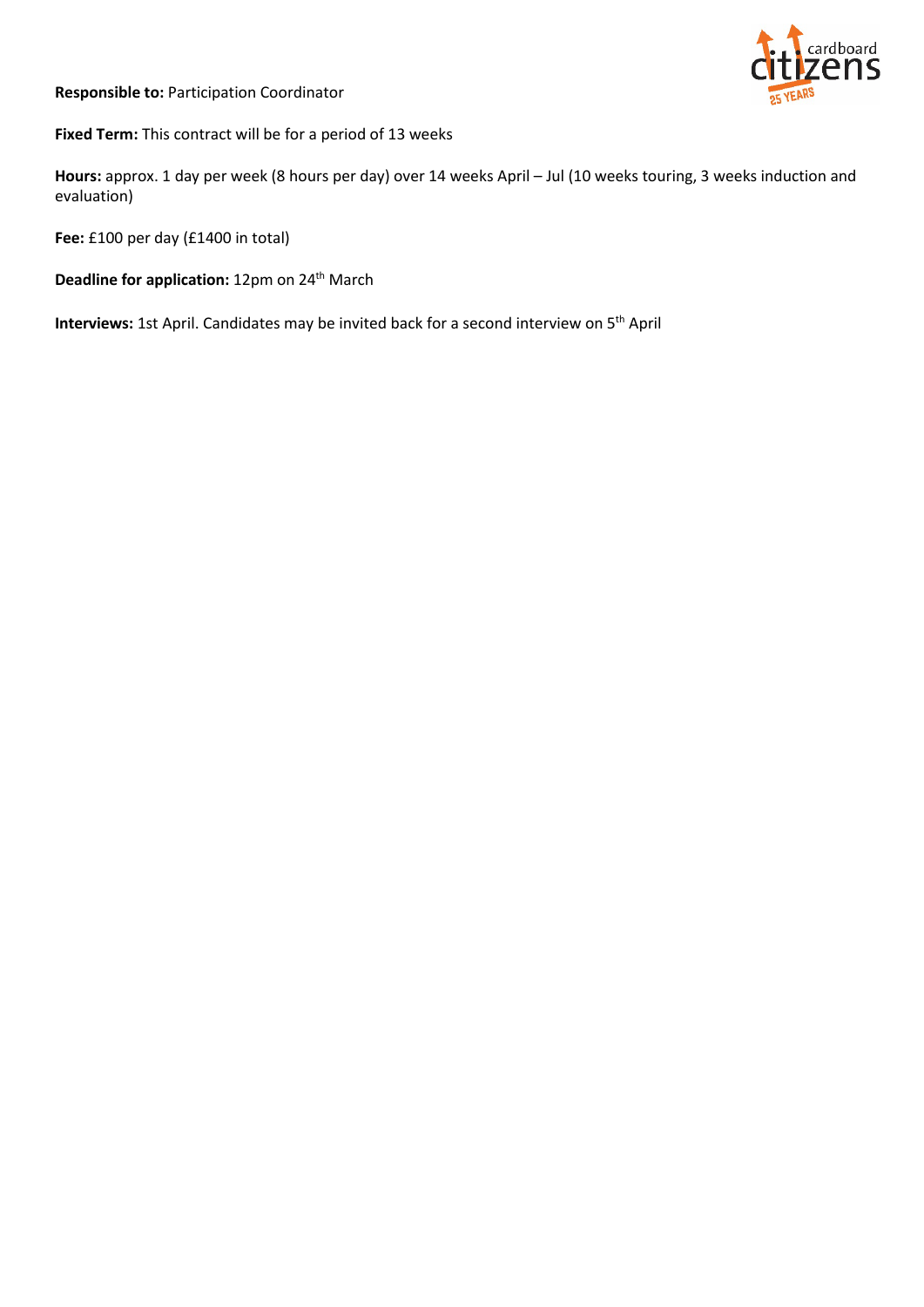**Responsible to:** Participation Coordinator

**Fixed Term:** This contract will be for a period of 13 weeks

**Hours:** approx. 1 day per week (8 hours per day) over 14 weeks April – Jul (10 weeks touring, 3 weeks induction and evaluation)

**Fee:** £100 per day (£1400 in total)

**Deadline for application:** 12pm on 24th March

**Interviews:** 1st April. Candidates may be invited back for a second interview on 5th April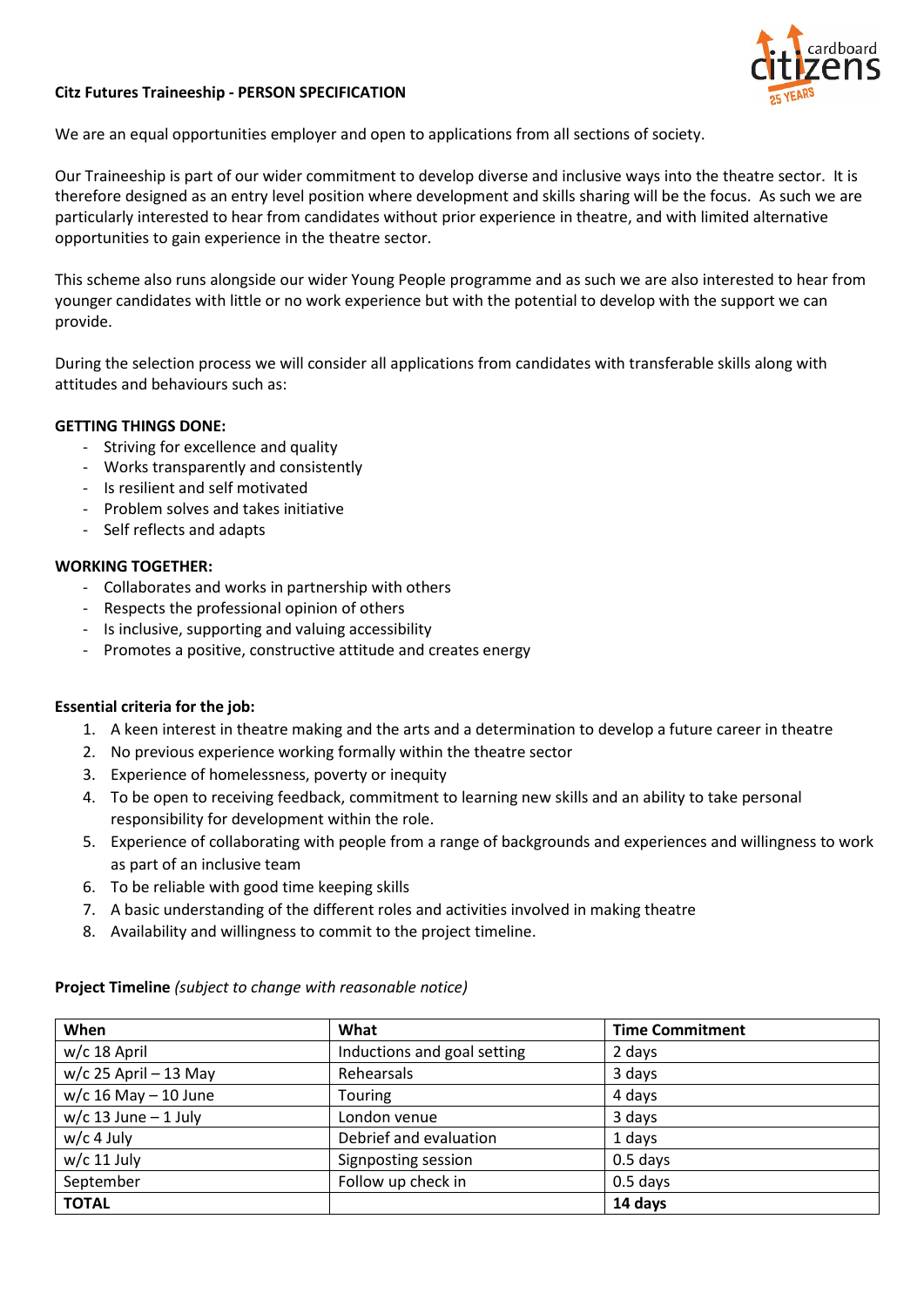**Citz Futures Traineeship - PERSON SPECIFICATION**

We are an equal opportunities employer and open to applications from all sections of society.

Our Traineeship is part of our wider commitment to develop diverse and inclusive ways into the theatre sector. It is therefore designed as an entry level position where development and skills sharing will be the focus. As such we are particularly interested to hear from candidates without prior experience in theatre, and with limited alternative opportunities to gain experience in the theatre sector.

This scheme also runs alongside our wider Young People programme and as such we are also interested to hear from younger candidates with little or no work experience but with the potential to develop with the support we can provide.

During the selection process we will consider all applications from candidates with transferable skills along with attitudes and behaviours such as:

**GETTING THINGS DONE:**

- Striving for excellence and quality
- Works transparently and consistently
- Is resilient and self motivated
- Problem solves and takes initiative
- Self reflects and adapts

**WORKING TOGETHER:**

- Collaborates and works in partnership with others
- Respects the professional opinion of others
- Is inclusive, supporting and valuing accessibility
- Promotes a positive, constructive attitude and creates energy

**Essential criteria for the job:**

1. A keen interest in theatre making and the arts and a determination to develop a future career in theatre
2. No previous experience working formally within the theatre sector
3. Experience of homelessness, poverty or inequity
4. To be open to receiving feedback, commitment to learning new skills and an ability to take personal responsibility for development within the role.
5. Experience of collaborating with people from a range of backgrounds and experiences and willingness to work as part of an inclusive team
6. To be reliable with good time keeping skills
7. A basic understanding of the different roles and activities involved in making theatre
8. Availability and willingness to commit to the project timeline.

**Project Timeline** *(subject to change with reasonable notice)*

| When | What | Time Commitment |
|---|---|---|
| w/c 18 April | Inductions and goal setting | 2 days |
| w/c 25 April – 13 May | Rehearsals | 3 days |
| w/c 16 May – 10 June | Touring | 4 days |
| w/c 13 June – 1 July | London venue | 3 days |
| w/c 4 July | Debrief and evaluation | 1 days |
| w/c 11 July | Signposting session | 0.5 days |
| September | Follow up check in | 0.5 days |
| **TOTAL** | | **14 days** |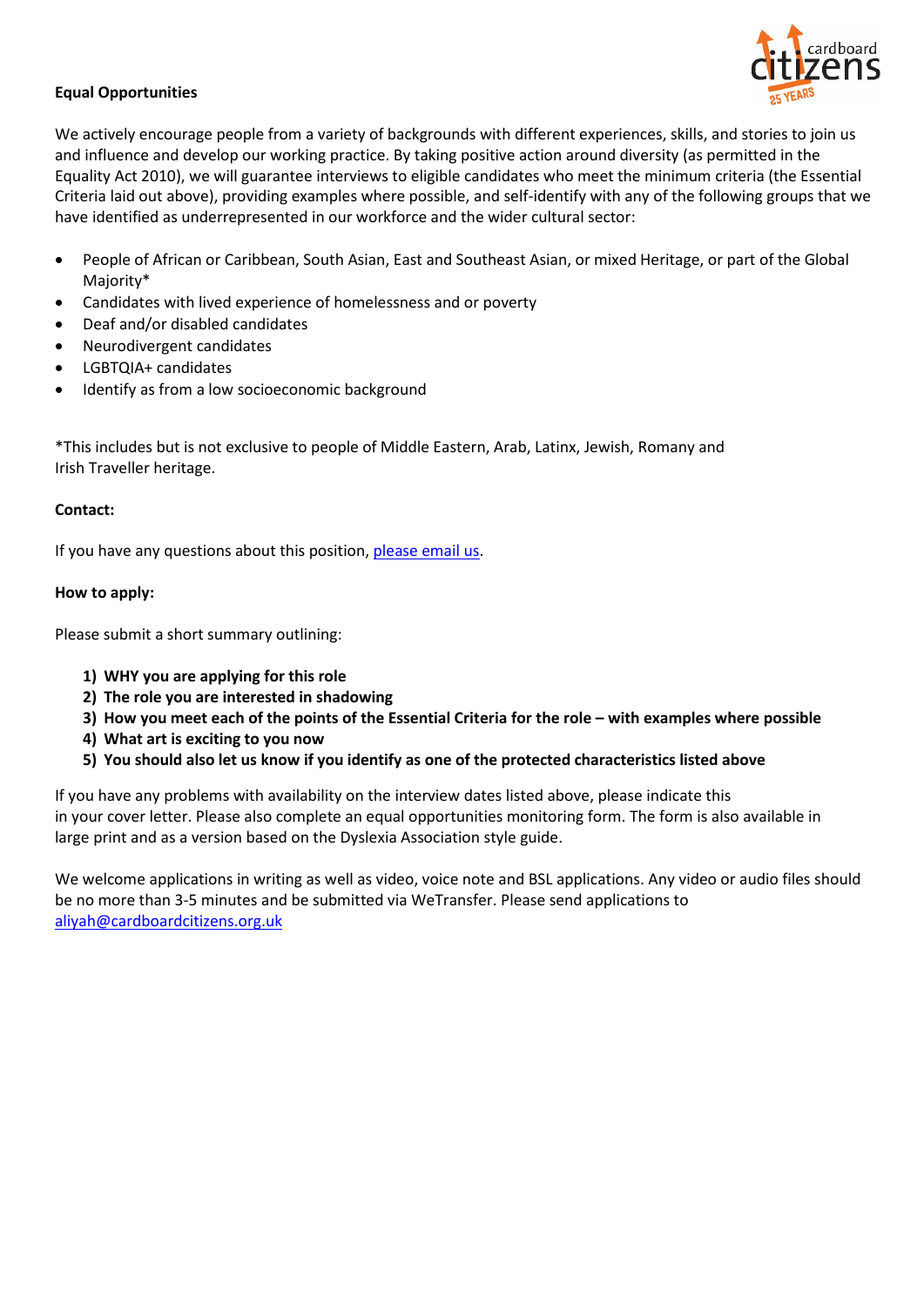**Equal Opportunities**

We actively encourage people from a variety of backgrounds with different experiences, skills, and stories to join us and influence and develop our working practice. By taking positive action around diversity (as permitted in the Equality Act 2010), we will guarantee interviews to eligible candidates who meet the minimum criteria (the Essential Criteria laid out above), providing examples where possible, and self-identify with any of the following groups that we have identified as underrepresented in our workforce and the wider cultural sector:

- People of African or Caribbean, South Asian, East and Southeast Asian, or mixed Heritage, or part of the Global Majority*
- Candidates with lived experience of homelessness and or poverty
- Deaf and/or disabled candidates
- Neurodivergent candidates
- LGBTQIA+ candidates
- Identify as from a low socioeconomic background

*This includes but is not exclusive to people of Middle Eastern, Arab, Latinx, Jewish, Romany and Irish Traveller heritage.

**Contact:**

If you have any questions about this position, please email us.

**How to apply:**

Please submit a short summary outlining:

1) **WHY you are applying for this role**
2) **The role you are interested in shadowing**
3) **How you meet each of the points of the Essential Criteria for the role – with examples where possible**
4) **What art is exciting to you now**
5) **You should also let us know if you identify as one of the protected characteristics listed above**

If you have any problems with availability on the interview dates listed above, please indicate this in your cover letter. Please also complete an equal opportunities monitoring form. The form is also available in large print and as a version based on the Dyslexia Association style guide.

We welcome applications in writing as well as video, voice note and BSL applications. Any video or audio files should be no more than 3-5 minutes and be submitted via WeTransfer. Please send applications to aliyah@cardboardcitizens.org.uk